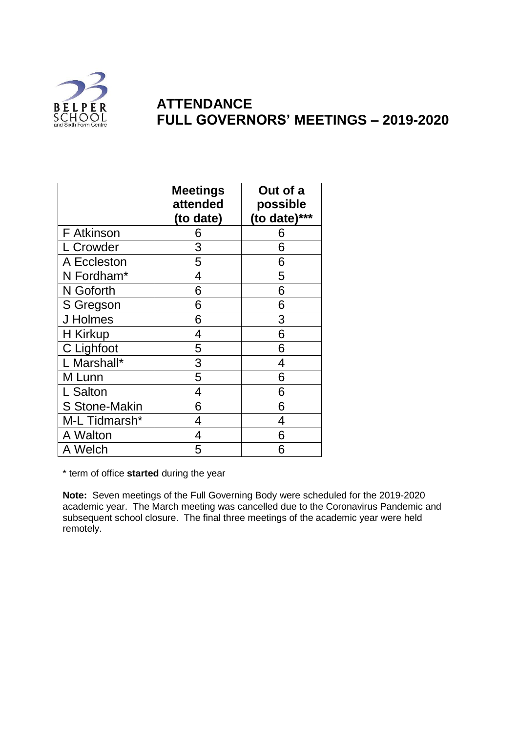# ATTENDANCE
# FULL GOVERNORS' MEETINGS – 2019-2020

| | Meetings attended (to date) | Out of a possible (to date)*** |
|---|---|---|
| F Atkinson | 6 | 6 |
| L Crowder | 3 | 6 |
| A Eccleston | 5 | 6 |
| N Fordham* | 4 | 5 |
| N Goforth | 6 | 6 |
| S Gregson | 6 | 6 |
| J Holmes | 6 | 3 |
| H Kirkup | 4 | 6 |
| C Lighfoot | 5 | 6 |
| L Marshall* | 3 | 4 |
| M Lunn | 5 | 6 |
| L Salton | 4 | 6 |
| S Stone-Makin | 6 | 6 |
| M-L Tidmarsh* | 4 | 4 |
| A Walton | 4 | 6 |
| A Welch | 5 | 6 |

* term of office **started** during the year

**Note:** Seven meetings of the Full Governing Body were scheduled for the 2019-2020 academic year. The March meeting was cancelled due to the Coronavirus Pandemic and subsequent school closure. The final three meetings of the academic year were held remotely.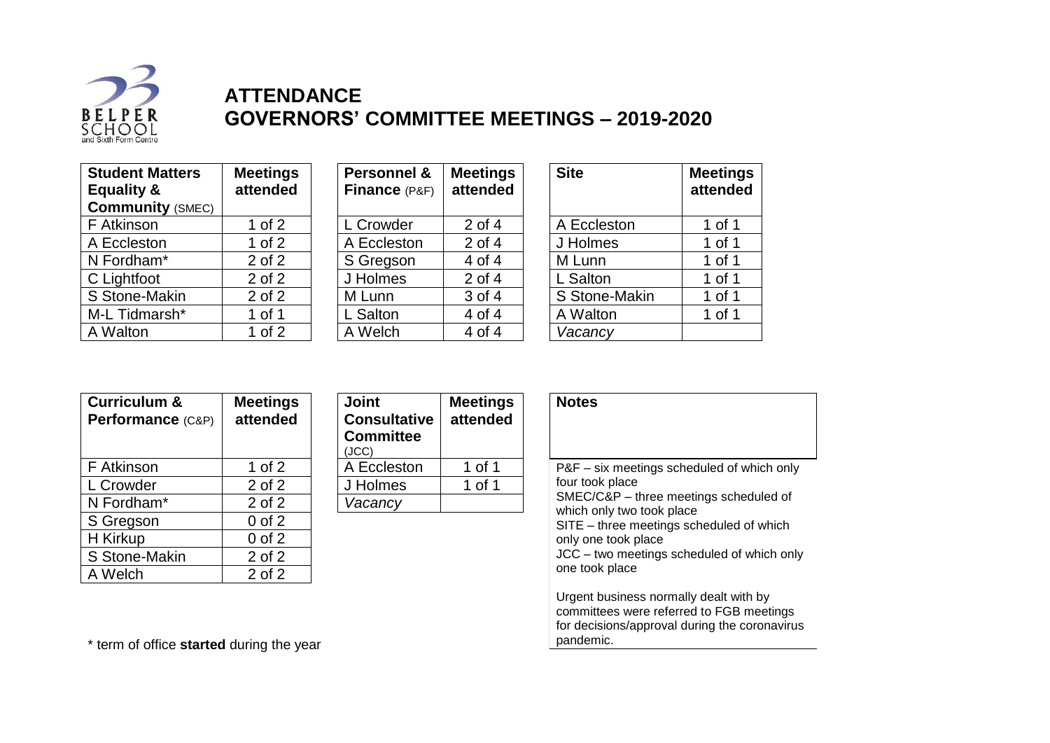# ATTENDANCE
# GOVERNORS' COMMITTEE MEETINGS – 2019-2020

| **Student Matters Equality & Community** (SMEC) | **Meetings attended** |
|---|---|
| F Atkinson | 1 of 2 |
| A Eccleston | 1 of 2 |
| N Fordham* | 2 of 2 |
| C Lightfoot | 2 of 2 |
| S Stone-Makin | 2 of 2 |
| M-L Tidmarsh* | 1 of 1 |
| A Walton | 1 of 2 |

| **Personnel & Finance** (P&F) | **Meetings attended** |
|---|---|
| L Crowder | 2 of 4 |
| A Eccleston | 2 of 4 |
| S Gregson | 4 of 4 |
| J Holmes | 2 of 4 |
| M Lunn | 3 of 4 |
| L Salton | 4 of 4 |
| A Welch | 4 of 4 |

| **Site** | **Meetings attended** |
|---|---|
| A Eccleston | 1 of 1 |
| J Holmes | 1 of 1 |
| M Lunn | 1 of 1 |
| L Salton | 1 of 1 |
| S Stone-Makin | 1 of 1 |
| A Walton | 1 of 1 |
| *Vacancy* | |

| **Curriculum & Performance** (C&P) | **Meetings attended** |
|---|---|
| F Atkinson | 1 of 2 |
| L Crowder | 2 of 2 |
| N Fordham* | 2 of 2 |
| S Gregson | 0 of 2 |
| H Kirkup | 0 of 2 |
| S Stone-Makin | 2 of 2 |
| A Welch | 2 of 2 |

| **Joint Consultative Committee** (JCC) | **Meetings attended** |
|---|---|
| A Eccleston | 1 of 1 |
| J Holmes | 1 of 1 |
| *Vacancy* | |

**Notes**

P&F – six meetings scheduled of which only four took place
SMEC/C&P – three meetings scheduled of which only two took place
SITE – three meetings scheduled of which only one took place
JCC – two meetings scheduled of which only one took place

Urgent business normally dealt with by committees were referred to FGB meetings for decisions/approval during the coronavirus pandemic.

\* term of office **started** during the year